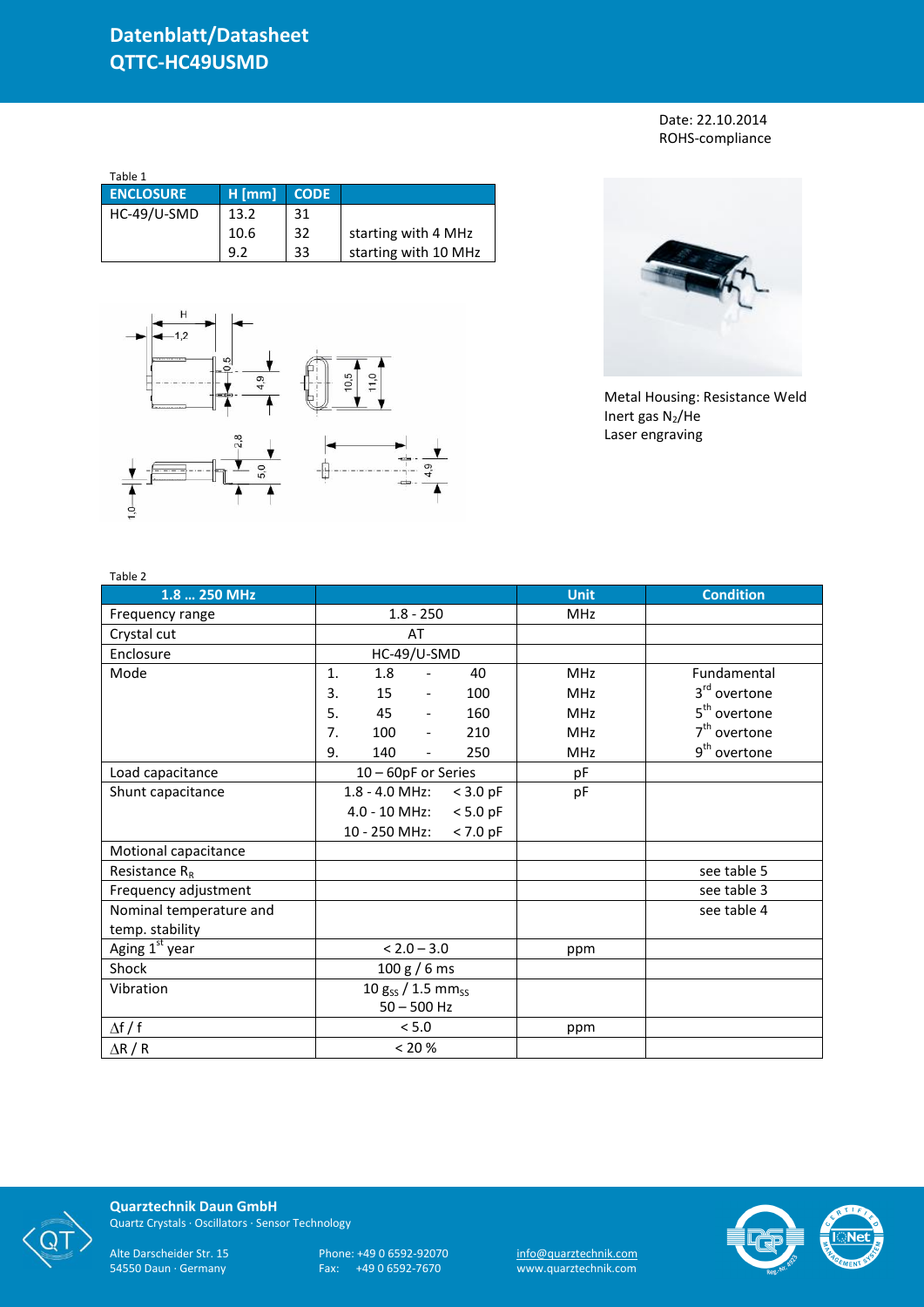# Datenblatt/Datasheet
# QTTC-HC49USMD

Date: 22.10.2014
ROHS-compliance

Table 1

| ENCLOSURE | H [mm] | CODE | |
|---|---|---|---|
| HC-49/U-SMD | 13.2 | 31 | |
| | 10.6 | 32 | starting with 4 MHz |
| | 9.2 | 33 | starting with 10 MHz |

Metal Housing: Resistance Weld
Inert gas $N_2$/He
Laser engraving

Table 2

| 1.8 … 250 MHz | | Unit | Condition |
|---|---|---|---|
| Frequency range | 1.8 - 250 | MHz | |
| Crystal cut | AT | | |
| Enclosure | HC-49/U-SMD | | |
| Mode | 1. 1.8 - 40 | MHz | Fundamental |
| | 3. 15 - 100 | MHz | 3rd overtone |
| | 5. 45 - 160 | MHz | 5th overtone |
| | 7. 100 - 210 | MHz | 7th overtone |
| | 9. 140 - 250 | MHz | 9th overtone |
| Load capacitance | 10 – 60pF or Series | pF | |
| Shunt capacitance | 1.8 - 4.0 MHz: < 3.0 pF | pF | |
| | 4.0 - 10 MHz: < 5.0 pF | | |
| | 10 - 250 MHz: < 7.0 pF | | |
| Motional capacitance | | | |
| Resistance $R_R$ | | | see table 5 |
| Frequency adjustment | | | see table 3 |
| Nominal temperature and temp. stability | | | see table 4 |
| Aging 1st year | < 2.0 – 3.0 | ppm | |
| Shock | 100 g / 6 ms | | |
| Vibration | 10 $g_{SS}$ / 1.5 $mm_{SS}$ 50 – 500 Hz | | |
| $\Delta f / f$ | < 5.0 | ppm | |
| $\Delta R / R$ | < 20 % | | |

**Quarztechnik Daun GmbH**
Quartz Crystals · Oscillators · Sensor Technology

Alte Darscheider Str. 15
54550 Daun · Germany

Phone: +49 0 6592-92070
Fax: +49 0 6592-7670

info@quarztechnik.com
www.quarztechnik.com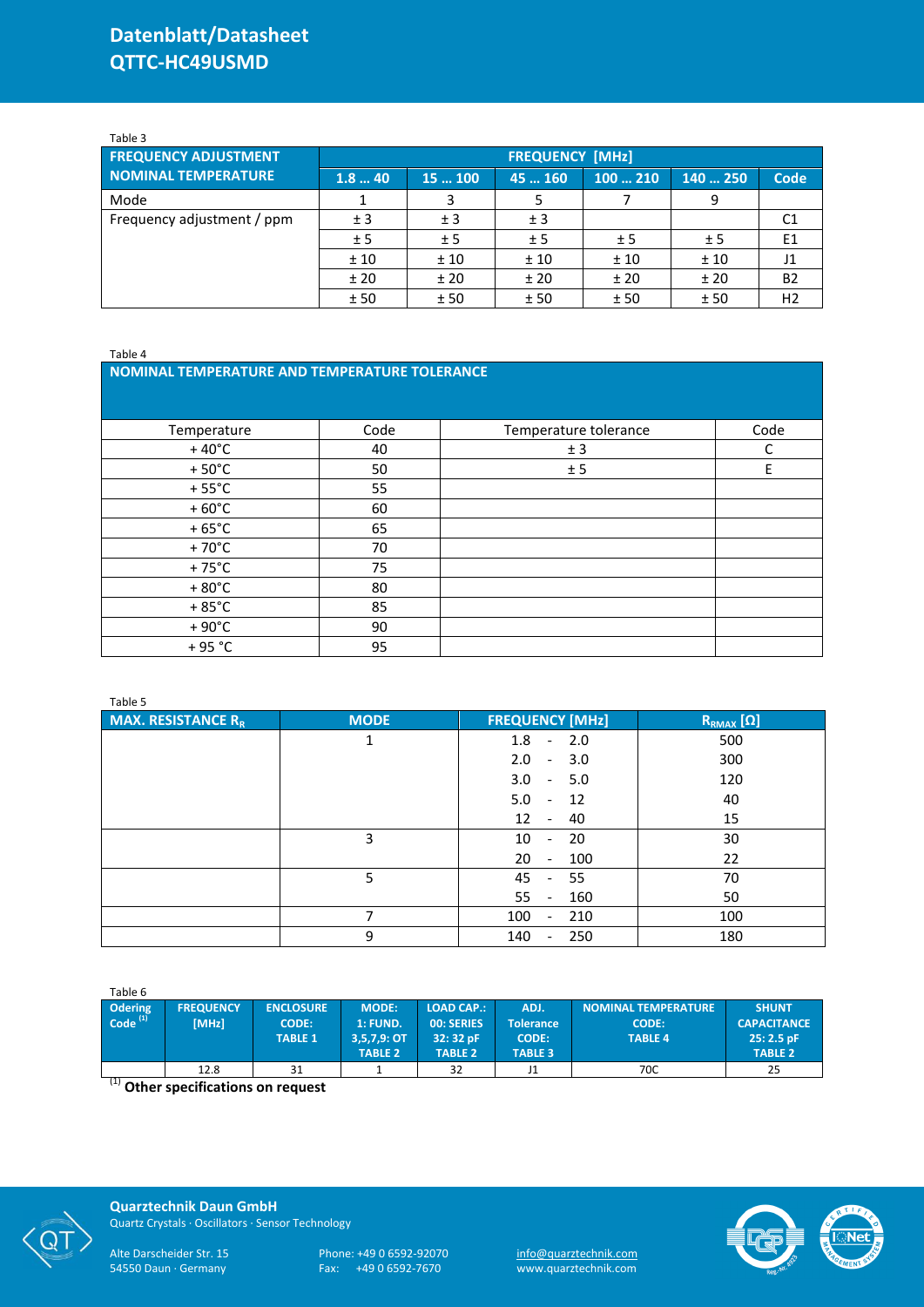Table 3

| FREQUENCY ADJUSTMENT NOMINAL TEMPERATURE | FREQUENCY [MHz] | | | | | |
|---|---|---|---|---|---|---|
| | 1.8 … 40 | 15 … 100 | 45 … 160 | 100 … 210 | 140 … 250 | Code |
| Mode | 1 | 3 | 5 | 7 | 9 | |
| Frequency adjustment / ppm | ± 3 | ± 3 | ± 3 | | | C1 |
| | ± 5 | ± 5 | ± 5 | ± 5 | ± 5 | E1 |
| | ± 10 | ± 10 | ± 10 | ± 10 | ± 10 | J1 |
| | ± 20 | ± 20 | ± 20 | ± 20 | ± 20 | B2 |
| | ± 50 | ± 50 | ± 50 | ± 50 | ± 50 | H2 |

Table 4

| NOMINAL TEMPERATURE AND TEMPERATURE TOLERANCE | | | |
|---|---|---|---|
| Temperature | Code | Temperature tolerance | Code |
| + 40°C | 40 | ± 3 | C |
| + 50°C | 50 | ± 5 | E |
| + 55°C | 55 | | |
| + 60°C | 60 | | |
| + 65°C | 65 | | |
| + 70°C | 70 | | |
| + 75°C | 75 | | |
| + 80°C | 80 | | |
| + 85°C | 85 | | |
| + 90°C | 90 | | |
| + 95 °C | 95 | | |

Table 5

| MAX. RESISTANCE $R_R$ | MODE | FREQUENCY [MHz] | $R_{RMAX}$ [Ω] |
|---|---|---|---|
| | 1 | 1.8 - 2.0 | 500 |
| | | 2.0 - 3.0 | 300 |
| | | 3.0 - 5.0 | 120 |
| | | 5.0 - 12 | 40 |
| | | 12 - 40 | 15 |
| | 3 | 10 - 20 | 30 |
| | | 20 - 100 | 22 |
| | 5 | 45 - 55 | 70 |
| | | 55 - 160 | 50 |
| | 7 | 100 - 210 | 100 |
| | 9 | 140 - 250 | 180 |

Table 6

| Odering Code [(1)] | FREQUENCY [MHz] | ENCLOSURE CODE: TABLE 1 | MODE: 1: FUND. 3,5,7,9: OT TABLE 2 | LOAD CAP.: 00: SERIES 32: 32 pF TABLE 2 | ADJ. Tolerance CODE: TABLE 3 | NOMINAL TEMPERATURE CODE: TABLE 4 | SHUNT CAPACITANCE 25: 2.5 pF TABLE 2 |
|---|---|---|---|---|---|---|---|
| | 12.8 | 31 | 1 | 32 | J1 | 70C | 25 |

[(1)] **Other specifications on request**